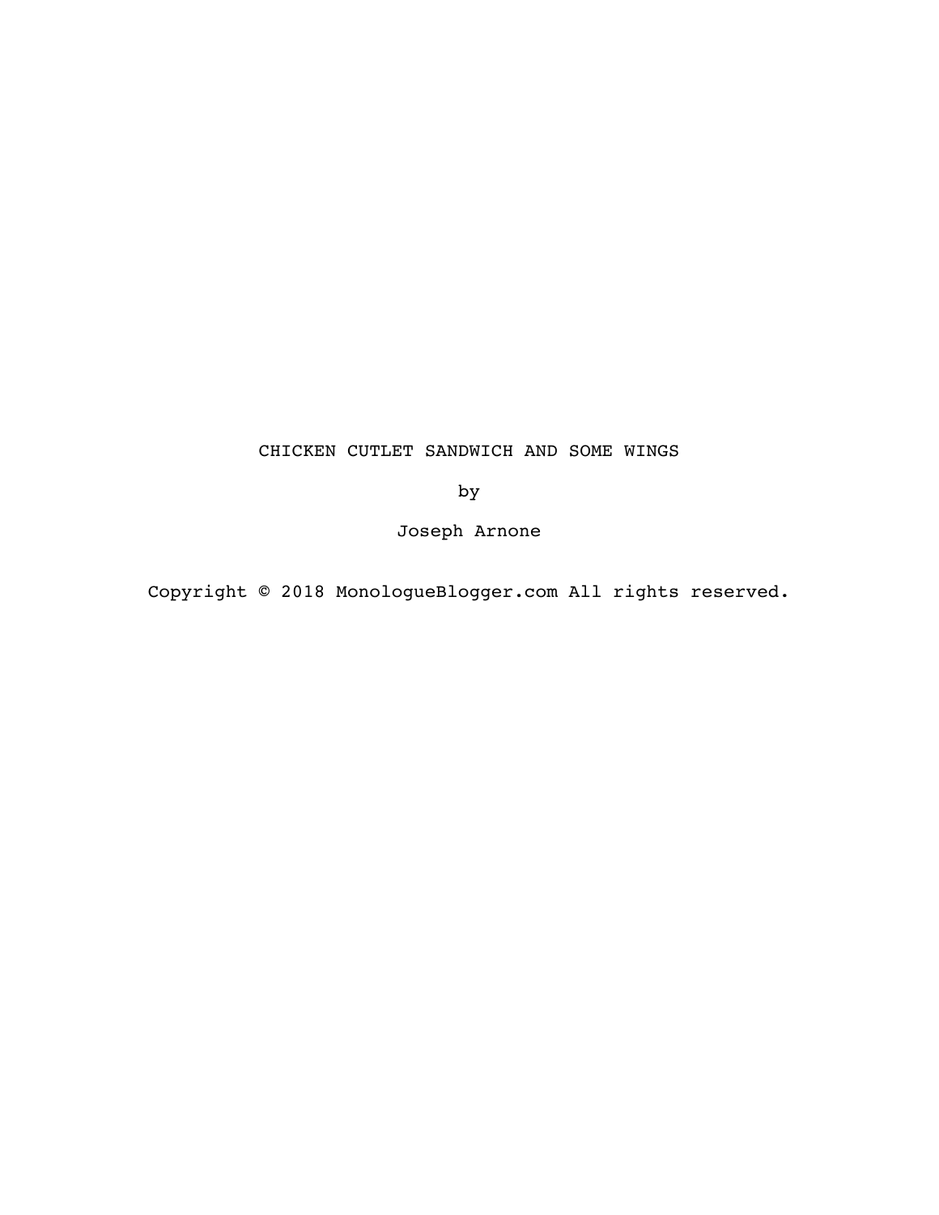# CHICKEN CUTLET SANDWICH AND SOME WINGS

by

Joseph Arnone

Copyright © 2018 MonologueBlogger.com All rights reserved.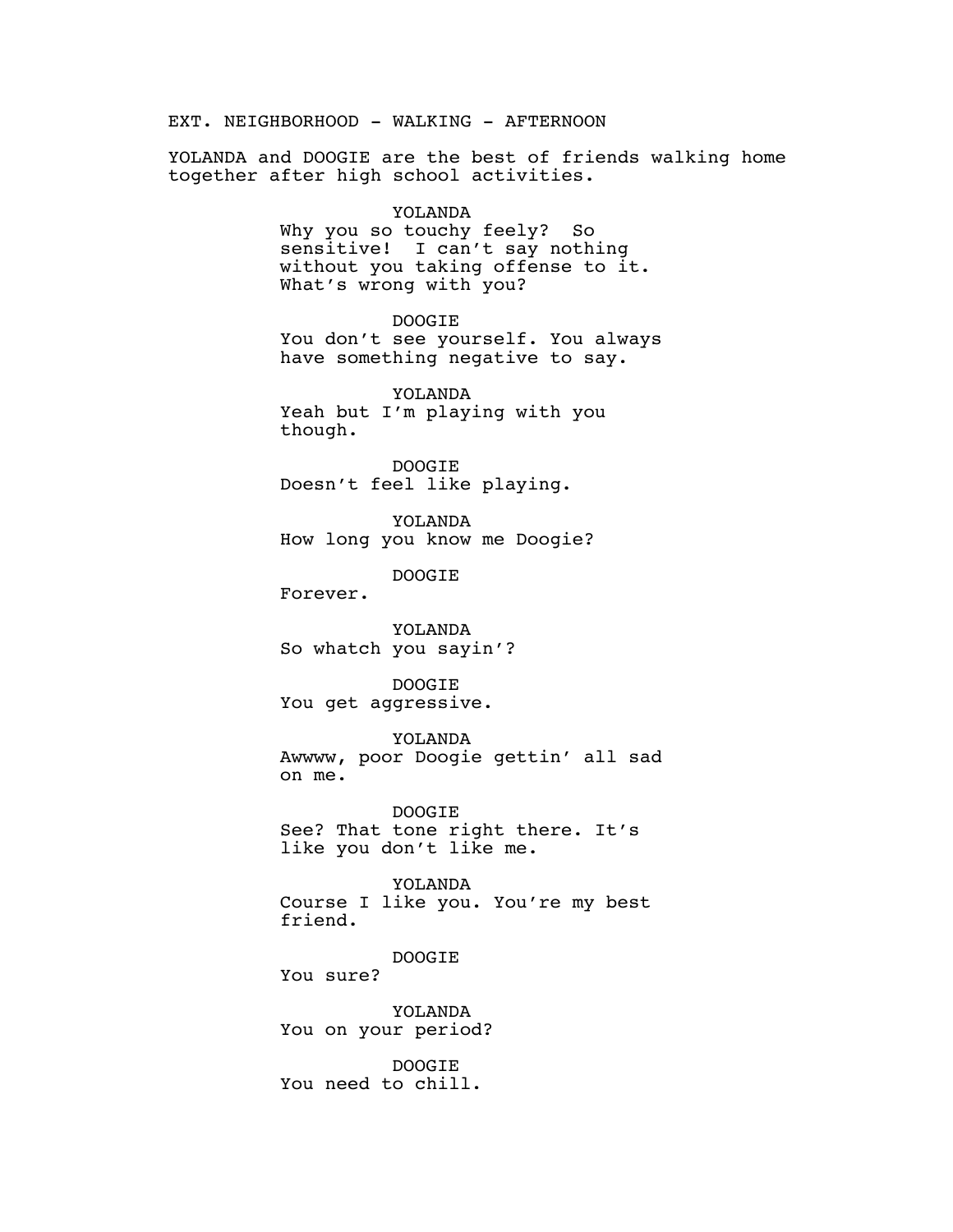EXT. NEIGHBORHOOD - WALKING - AFTERNOON

YOLANDA and DOOGIE are the best of friends walking home together after high school activities.

YOLANDA
Why you so touchy feely?  So sensitive!  I can't say nothing without you taking offense to it. What's wrong with you?

DOOGIE
You don't see yourself. You always have something negative to say.

YOLANDA
Yeah but I'm playing with you though.

DOOGIE
Doesn't feel like playing.

YOLANDA
How long you know me Doogie?

DOOGIE
Forever.

YOLANDA
So whatch you sayin'?

DOOGIE
You get aggressive.

YOLANDA
Awwww, poor Doogie gettin' all sad on me.

DOOGIE
See? That tone right there. It's like you don't like me.

YOLANDA
Course I like you. You're my best friend.

DOOGIE
You sure?

YOLANDA
You on your period?

DOOGIE
You need to chill.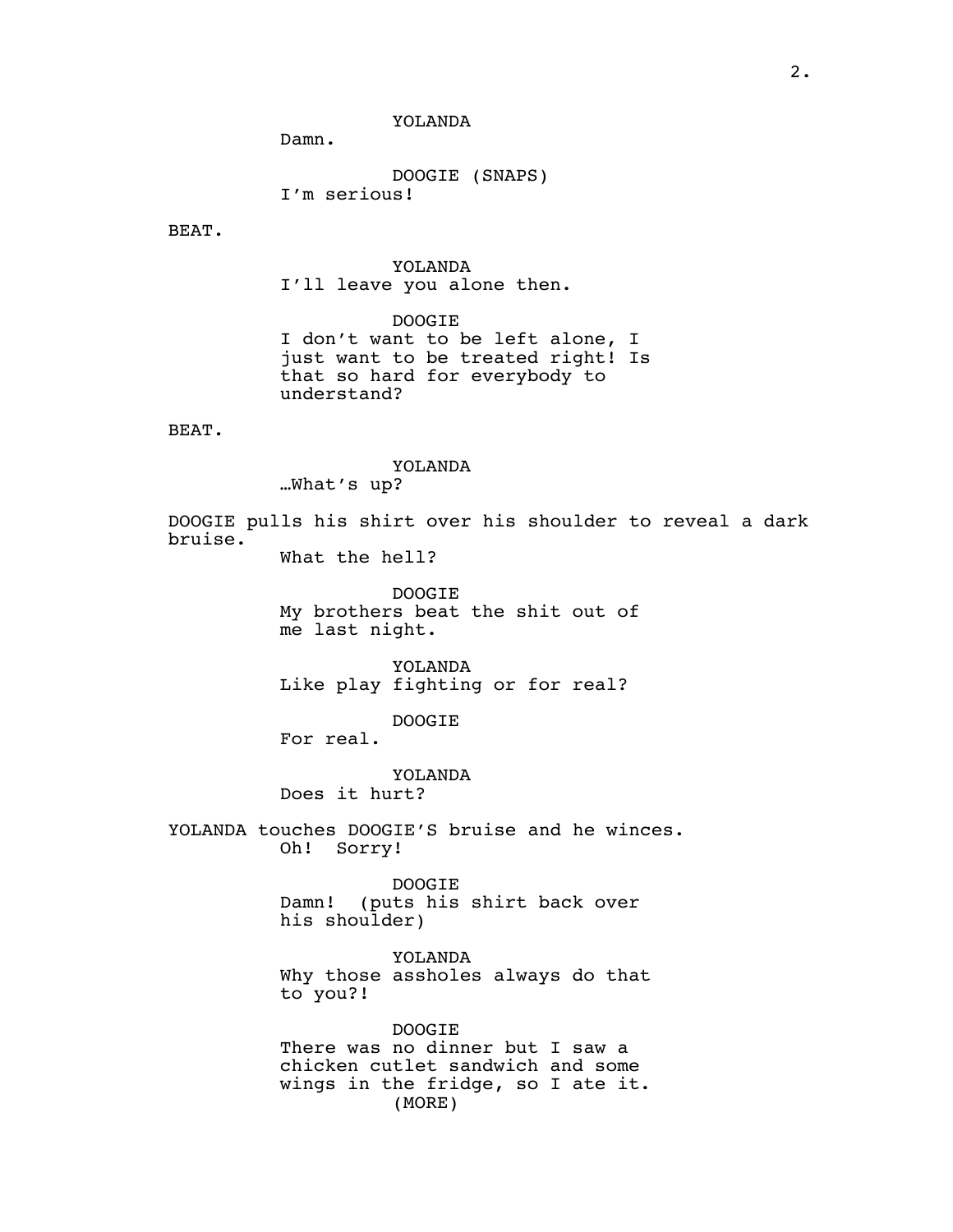YOLANDA
Damn.

DOOGIE (SNAPS)
I'm serious!

BEAT.

YOLANDA
I'll leave you alone then.

DOOGIE
I don't want to be left alone, I just want to be treated right! Is that so hard for everybody to understand?

BEAT.

YOLANDA
…What's up?

DOOGIE pulls his shirt over his shoulder to reveal a dark bruise.

What the hell?

DOOGIE
My brothers beat the shit out of me last night.

YOLANDA
Like play fighting or for real?

DOOGIE
For real.

YOLANDA
Does it hurt?

YOLANDA touches DOOGIE'S bruise and he winces.

Oh!  Sorry!

DOOGIE
Damn!  (puts his shirt back over his shoulder)

YOLANDA
Why those assholes always do that to you?!

DOOGIE
There was no dinner but I saw a chicken cutlet sandwich and some wings in the fridge, so I ate it.
(MORE)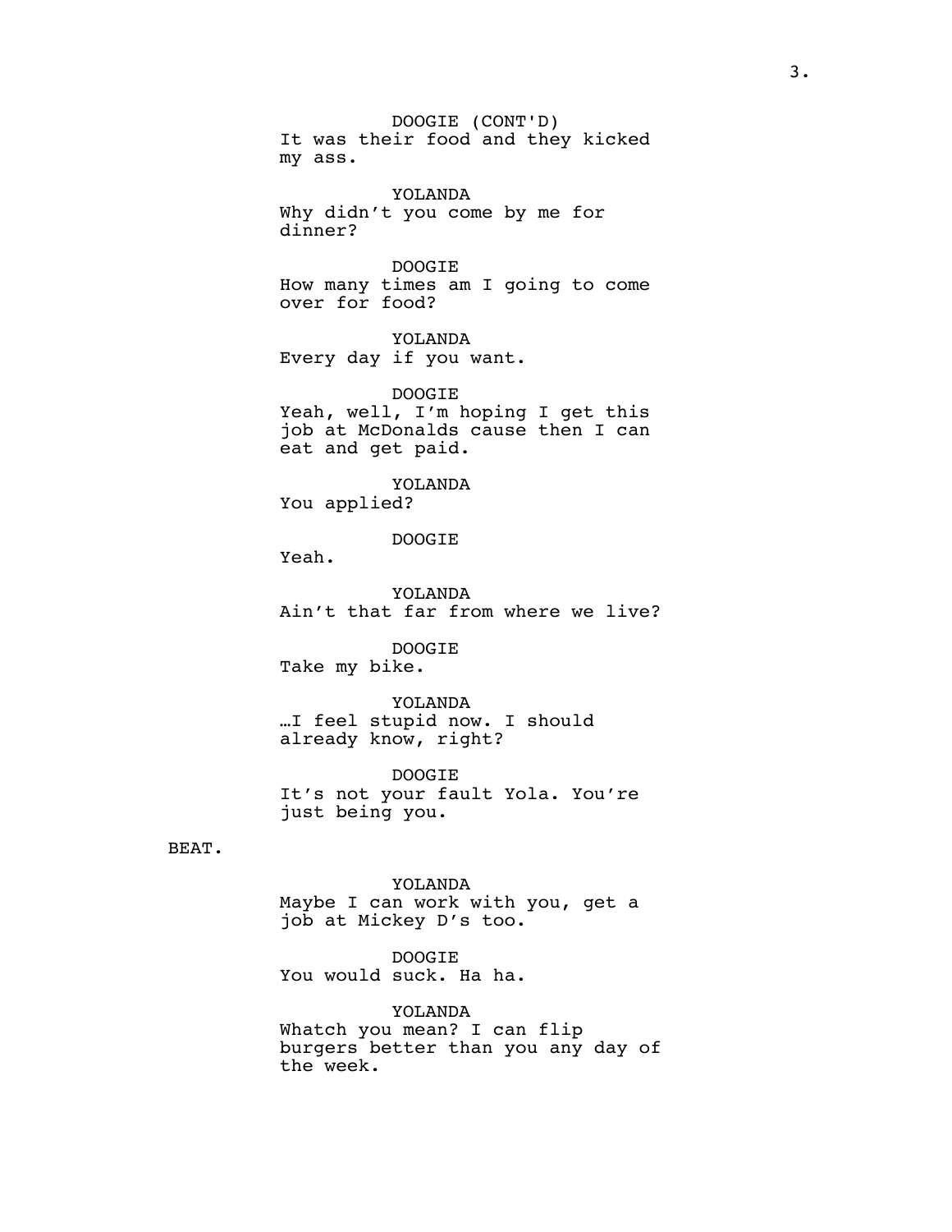DOOGIE (CONT'D)
It was their food and they kicked my ass.

YOLANDA
Why didn't you come by me for dinner?

DOOGIE
How many times am I going to come over for food?

YOLANDA
Every day if you want.

DOOGIE
Yeah, well, I'm hoping I get this job at McDonalds cause then I can eat and get paid.

YOLANDA
You applied?

DOOGIE
Yeah.

YOLANDA
Ain't that far from where we live?

DOOGIE
Take my bike.

YOLANDA
…I feel stupid now. I should already know, right?

DOOGIE
It's not your fault Yola. You're just being you.

BEAT.

YOLANDA
Maybe I can work with you, get a job at Mickey D's too.

DOOGIE
You would suck. Ha ha.

YOLANDA
Whatch you mean? I can flip burgers better than you any day of the week.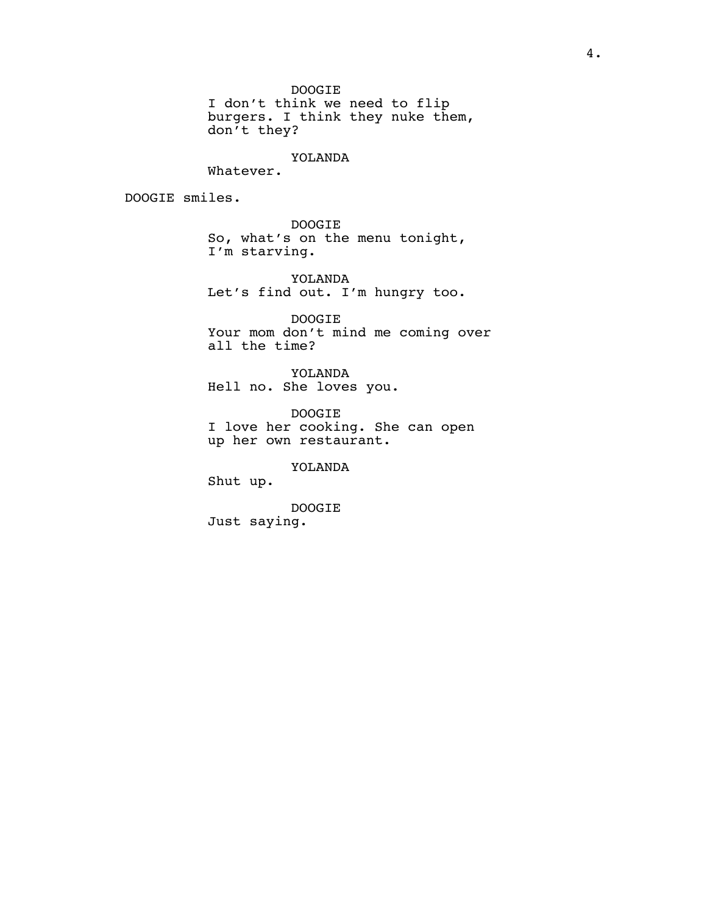DOOGIE
I don't think we need to flip burgers. I think they nuke them, don't they?

YOLANDA
Whatever.

DOOGIE smiles.

DOOGIE
So, what's on the menu tonight, I'm starving.

YOLANDA
Let's find out. I'm hungry too.

DOOGIE
Your mom don't mind me coming over all the time?

YOLANDA
Hell no. She loves you.

DOOGIE
I love her cooking. She can open up her own restaurant.

YOLANDA
Shut up.

DOOGIE
Just saying.